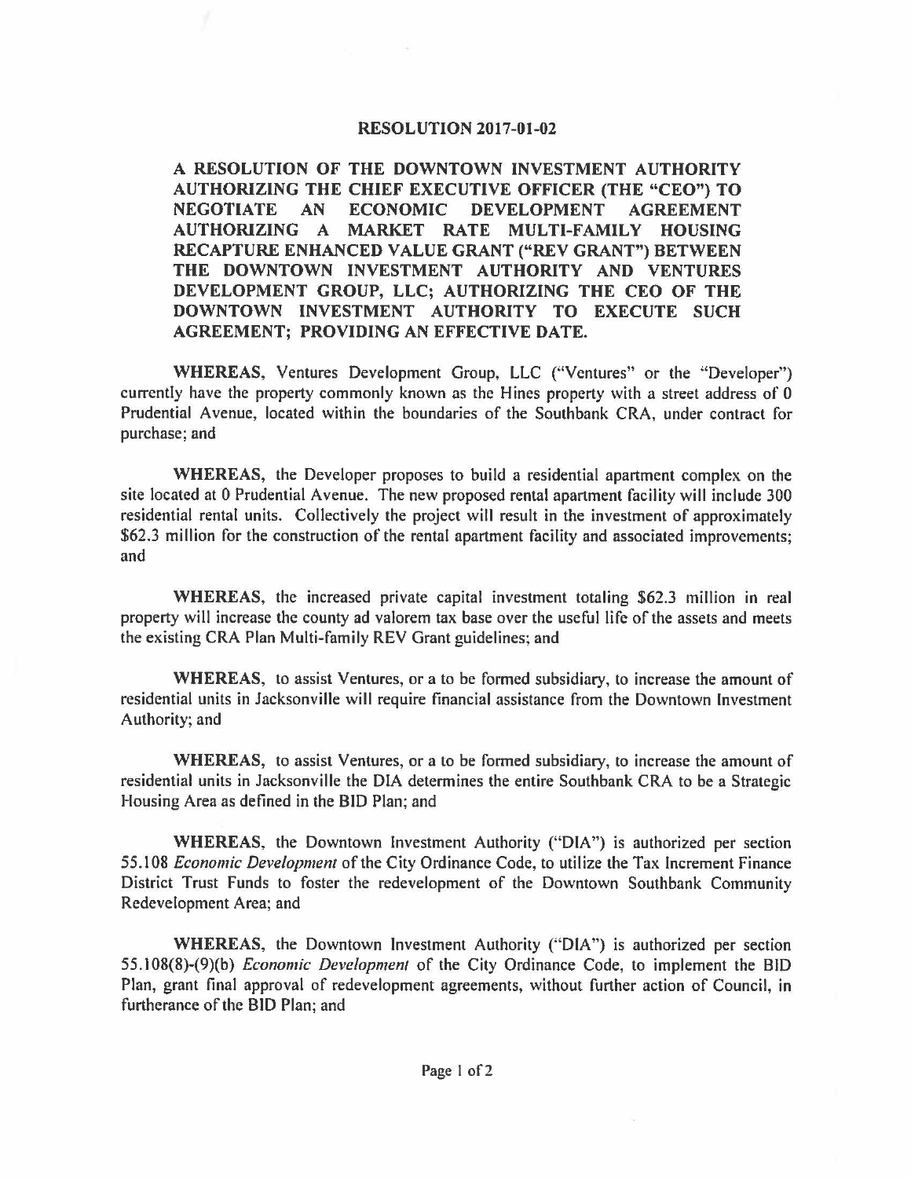# RESOLUTION 2017-01-02

**A RESOLUTION OF THE DOWNTOWN INVESTMENT AUTHORITY AUTHORIZING THE CHIEF EXECUTIVE OFFICER (THE "CEO") TO NEGOTIATE AN ECONOMIC DEVELOPMENT AGREEMENT AUTHORIZING A MARKET RATE MULTI-FAMILY HOUSING RECAPTURE ENHANCED VALUE GRANT ("REV GRANT") BETWEEN THE DOWNTOWN INVESTMENT AUTHORITY AND VENTURES DEVELOPMENT GROUP, LLC; AUTHORIZING THE CEO OF THE DOWNTOWN INVESTMENT AUTHORITY TO EXECUTE SUCH AGREEMENT; PROVIDING AN EFFECTIVE DATE.**

**WHEREAS**, Ventures Development Group, LLC ("Ventures" or the "Developer") currently have the property commonly known as the Hines property with a street address of 0 Prudential Avenue, located within the boundaries of the Southbank CRA, under contract for purchase; and

**WHEREAS**, the Developer proposes to build a residential apartment complex on the site located at 0 Prudential Avenue. The new proposed rental apartment facility will include 300 residential rental units. Collectively the project will result in the investment of approximately $62.3 million for the construction of the rental apartment facility and associated improvements; and

**WHEREAS**, the increased private capital investment totaling $62.3 million in real property will increase the county ad valorem tax base over the useful life of the assets and meets the existing CRA Plan Multi-family REV Grant guidelines; and

**WHEREAS**, to assist Ventures, or a to be formed subsidiary, to increase the amount of residential units in Jacksonville will require financial assistance from the Downtown Investment Authority; and

**WHEREAS**, to assist Ventures, or a to be formed subsidiary, to increase the amount of residential units in Jacksonville the DIA determines the entire Southbank CRA to be a Strategic Housing Area as defined in the BID Plan; and

**WHEREAS**, the Downtown Investment Authority ("DIA") is authorized per section 55.108 *Economic Development* of the City Ordinance Code, to utilize the Tax Increment Finance District Trust Funds to foster the redevelopment of the Downtown Southbank Community Redevelopment Area; and

**WHEREAS**, the Downtown Investment Authority ("DIA") is authorized per section 55.108(8)-(9)(b) *Economic Development* of the City Ordinance Code, to implement the BID Plan, grant final approval of redevelopment agreements, without further action of Council, in furtherance of the BID Plan; and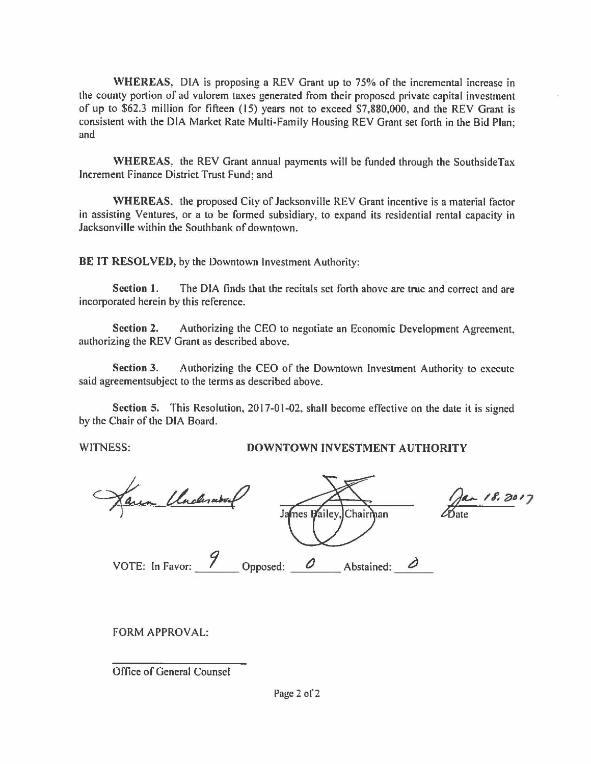**WHEREAS**, DIA is proposing a REV Grant up to 75% of the incremental increase in the county portion of ad valorem taxes generated from their proposed private capital investment of up to $62.3 million for fifteen (15) years not to exceed $7,880,000, and the REV Grant is consistent with the DIA Market Rate Multi-Family Housing REV Grant set forth in the Bid Plan; and

**WHEREAS**, the REV Grant annual payments will be funded through the SouthsideTax Increment Finance District Trust Fund; and

**WHEREAS**, the proposed City of Jacksonville REV Grant incentive is a material factor in assisting Ventures, or a to be formed subsidiary, to expand its residential rental capacity in Jacksonville within the Southbank of downtown.

**BE IT RESOLVED,** by the Downtown Investment Authority:

**Section 1.** The DIA finds that the recitals set forth above are true and correct and are incorporated herein by this reference.

**Section 2.** Authorizing the CEO to negotiate an Economic Development Agreement, authorizing the REV Grant as described above.

**Section 3.** Authorizing the CEO of the Downtown Investment Authority to execute said agreementsubject to the terms as described above.

**Section 5.** This Resolution, 2017-01-02, shall become effective on the date it is signed by the Chair of the DIA Board.

WITNESS: **DOWNTOWN INVESTMENT AUTHORITY**

Karen Underwood

James Bailey, Chairman

Jan 18, 2017
Date

VOTE: In Favor: 9 Opposed: 0 Abstained: 0

FORM APPROVAL:

Office of General Counsel